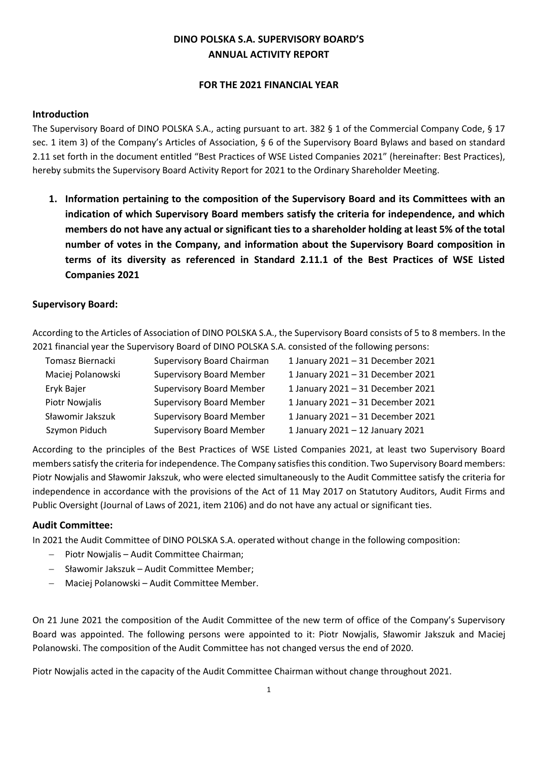# DINO POLSKA S.A. SUPERVISORY BOARD'S ANNUAL ACTIVITY REPORT

## FOR THE 2021 FINANCIAL YEAR

### Introduction

The Supervisory Board of DINO POLSKA S.A., acting pursuant to art. 382 § 1 of the Commercial Company Code, § 17 sec. 1 item 3) of the Company's Articles of Association, § 6 of the Supervisory Board Bylaws and based on standard 2.11 set forth in the document entitled "Best Practices of WSE Listed Companies 2021" (hereinafter: Best Practices), hereby submits the Supervisory Board Activity Report for 2021 to the Ordinary Shareholder Meeting.

## 1. Information pertaining to the composition of the Supervisory Board and its Committees with an indication of which Supervisory Board members satisfy the criteria for independence, and which members do not have any actual or significant ties to a shareholder holding at least 5% of the total number of votes in the Company, and information about the Supervisory Board composition in terms of its diversity as referenced in Standard 2.11.1 of the Best Practices of WSE Listed Companies 2021

### Supervisory Board:

According to the Articles of Association of DINO POLSKA S.A., the Supervisory Board consists of 5 to 8 members. In the 2021 financial year the Supervisory Board of DINO POLSKA S.A. consisted of the following persons:

| | | |
|---|---|---|
| Tomasz Biernacki | Supervisory Board Chairman | 1 January 2021 – 31 December 2021 |
| Maciej Polanowski | Supervisory Board Member | 1 January 2021 – 31 December 2021 |
| Eryk Bajer | Supervisory Board Member | 1 January 2021 – 31 December 2021 |
| Piotr Nowjalis | Supervisory Board Member | 1 January 2021 – 31 December 2021 |
| Sławomir Jakszuk | Supervisory Board Member | 1 January 2021 – 31 December 2021 |
| Szymon Piduch | Supervisory Board Member | 1 January 2021 – 12 January 2021 |

According to the principles of the Best Practices of WSE Listed Companies 2021, at least two Supervisory Board members satisfy the criteria for independence. The Company satisfies this condition. Two Supervisory Board members: Piotr Nowjalis and Sławomir Jakszuk, who were elected simultaneously to the Audit Committee satisfy the criteria for independence in accordance with the provisions of the Act of 11 May 2017 on Statutory Auditors, Audit Firms and Public Oversight (Journal of Laws of 2021, item 2106) and do not have any actual or significant ties.

### Audit Committee:

In 2021 the Audit Committee of DINO POLSKA S.A. operated without change in the following composition:

- Piotr Nowjalis – Audit Committee Chairman;
- Sławomir Jakszuk – Audit Committee Member;
- Maciej Polanowski – Audit Committee Member.

On 21 June 2021 the composition of the Audit Committee of the new term of office of the Company's Supervisory Board was appointed. The following persons were appointed to it: Piotr Nowjalis, Sławomir Jakszuk and Maciej Polanowski. The composition of the Audit Committee has not changed versus the end of 2020.

Piotr Nowjalis acted in the capacity of the Audit Committee Chairman without change throughout 2021.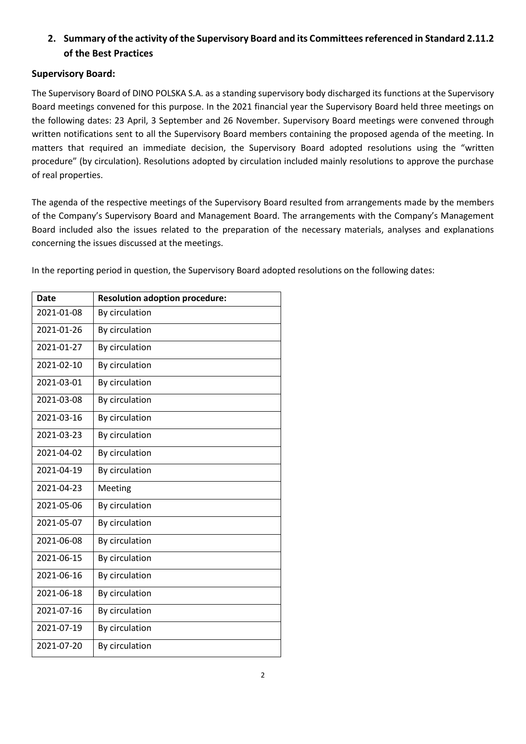## 2. Summary of the activity of the Supervisory Board and its Committees referenced in Standard 2.11.2 of the Best Practices

**Supervisory Board:**

The Supervisory Board of DINO POLSKA S.A. as a standing supervisory body discharged its functions at the Supervisory Board meetings convened for this purpose. In the 2021 financial year the Supervisory Board held three meetings on the following dates: 23 April, 3 September and 26 November. Supervisory Board meetings were convened through written notifications sent to all the Supervisory Board members containing the proposed agenda of the meeting. In matters that required an immediate decision, the Supervisory Board adopted resolutions using the "written procedure" (by circulation). Resolutions adopted by circulation included mainly resolutions to approve the purchase of real properties.

The agenda of the respective meetings of the Supervisory Board resulted from arrangements made by the members of the Company's Supervisory Board and Management Board. The arrangements with the Company's Management Board included also the issues related to the preparation of the necessary materials, analyses and explanations concerning the issues discussed at the meetings.

In the reporting period in question, the Supervisory Board adopted resolutions on the following dates:

| Date | Resolution adoption procedure: |
|---|---|
| 2021-01-08 | By circulation |
| 2021-01-26 | By circulation |
| 2021-01-27 | By circulation |
| 2021-02-10 | By circulation |
| 2021-03-01 | By circulation |
| 2021-03-08 | By circulation |
| 2021-03-16 | By circulation |
| 2021-03-23 | By circulation |
| 2021-04-02 | By circulation |
| 2021-04-19 | By circulation |
| 2021-04-23 | Meeting |
| 2021-05-06 | By circulation |
| 2021-05-07 | By circulation |
| 2021-06-08 | By circulation |
| 2021-06-15 | By circulation |
| 2021-06-16 | By circulation |
| 2021-06-18 | By circulation |
| 2021-07-16 | By circulation |
| 2021-07-19 | By circulation |
| 2021-07-20 | By circulation |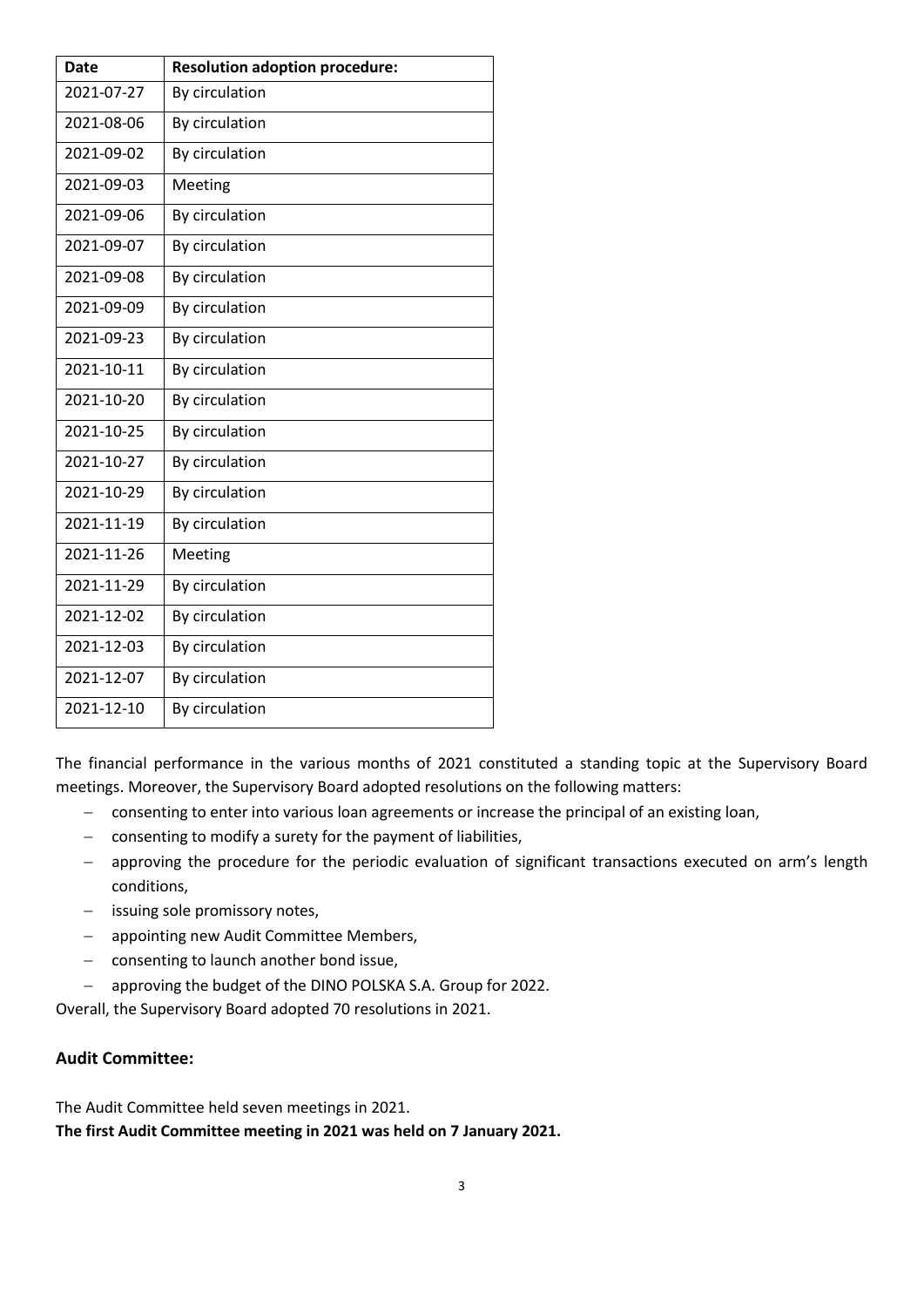| Date | Resolution adoption procedure: |
| --- | --- |
| 2021-07-27 | By circulation |
| 2021-08-06 | By circulation |
| 2021-09-02 | By circulation |
| 2021-09-03 | Meeting |
| 2021-09-06 | By circulation |
| 2021-09-07 | By circulation |
| 2021-09-08 | By circulation |
| 2021-09-09 | By circulation |
| 2021-09-23 | By circulation |
| 2021-10-11 | By circulation |
| 2021-10-20 | By circulation |
| 2021-10-25 | By circulation |
| 2021-10-27 | By circulation |
| 2021-10-29 | By circulation |
| 2021-11-19 | By circulation |
| 2021-11-26 | Meeting |
| 2021-11-29 | By circulation |
| 2021-12-02 | By circulation |
| 2021-12-03 | By circulation |
| 2021-12-07 | By circulation |
| 2021-12-10 | By circulation |

The financial performance in the various months of 2021 constituted a standing topic at the Supervisory Board meetings. Moreover, the Supervisory Board adopted resolutions on the following matters:

- consenting to enter into various loan agreements or increase the principal of an existing loan,
- consenting to modify a surety for the payment of liabilities,
- approving the procedure for the periodic evaluation of significant transactions executed on arm's length conditions,
- issuing sole promissory notes,
- appointing new Audit Committee Members,
- consenting to launch another bond issue,
- approving the budget of the DINO POLSKA S.A. Group for 2022.

Overall, the Supervisory Board adopted 70 resolutions in 2021.

## Audit Committee:

The Audit Committee held seven meetings in 2021.

**The first Audit Committee meeting in 2021 was held on 7 January 2021.**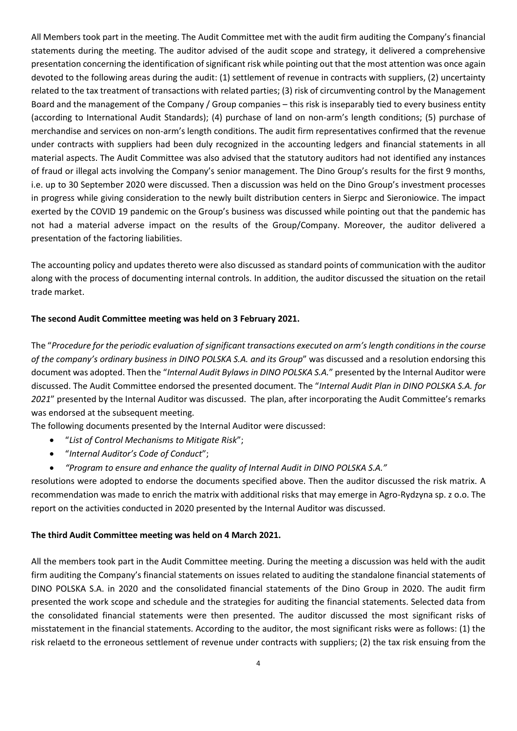All Members took part in the meeting. The Audit Committee met with the audit firm auditing the Company's financial statements during the meeting. The auditor advised of the audit scope and strategy, it delivered a comprehensive presentation concerning the identification of significant risk while pointing out that the most attention was once again devoted to the following areas during the audit: (1) settlement of revenue in contracts with suppliers, (2) uncertainty related to the tax treatment of transactions with related parties; (3) risk of circumventing control by the Management Board and the management of the Company / Group companies – this risk is inseparably tied to every business entity (according to International Audit Standards); (4) purchase of land on non-arm's length conditions; (5) purchase of merchandise and services on non-arm's length conditions. The audit firm representatives confirmed that the revenue under contracts with suppliers had been duly recognized in the accounting ledgers and financial statements in all material aspects. The Audit Committee was also advised that the statutory auditors had not identified any instances of fraud or illegal acts involving the Company's senior management. The Dino Group's results for the first 9 months, i.e. up to 30 September 2020 were discussed. Then a discussion was held on the Dino Group's investment processes in progress while giving consideration to the newly built distribution centers in Sierpc and Sieroniowice. The impact exerted by the COVID 19 pandemic on the Group's business was discussed while pointing out that the pandemic has not had a material adverse impact on the results of the Group/Company. Moreover, the auditor delivered a presentation of the factoring liabilities.

The accounting policy and updates thereto were also discussed as standard points of communication with the auditor along with the process of documenting internal controls. In addition, the auditor discussed the situation on the retail trade market.

**The second Audit Committee meeting was held on 3 February 2021.**

The "*Procedure for the periodic evaluation of significant transactions executed on arm's length conditions in the course of the company's ordinary business in DINO POLSKA S.A. and its Group*" was discussed and a resolution endorsing this document was adopted. Then the "*Internal Audit Bylaws in DINO POLSKA S.A.*" presented by the Internal Auditor were discussed. The Audit Committee endorsed the presented document. The "*Internal Audit Plan in DINO POLSKA S.A. for 2021*" presented by the Internal Auditor was discussed. The plan, after incorporating the Audit Committee's remarks was endorsed at the subsequent meeting.

The following documents presented by the Internal Auditor were discussed:

- "*List of Control Mechanisms to Mitigate Risk*";
- "*Internal Auditor's Code of Conduct*";
- *"Program to ensure and enhance the quality of Internal Audit in DINO POLSKA S.A."*

resolutions were adopted to endorse the documents specified above. Then the auditor discussed the risk matrix. A recommendation was made to enrich the matrix with additional risks that may emerge in Agro-Rydzyna sp. z o.o. The report on the activities conducted in 2020 presented by the Internal Auditor was discussed.

**The third Audit Committee meeting was held on 4 March 2021.**

All the members took part in the Audit Committee meeting. During the meeting a discussion was held with the audit firm auditing the Company's financial statements on issues related to auditing the standalone financial statements of DINO POLSKA S.A. in 2020 and the consolidated financial statements of the Dino Group in 2020. The audit firm presented the work scope and schedule and the strategies for auditing the financial statements. Selected data from the consolidated financial statements were then presented. The auditor discussed the most significant risks of misstatement in the financial statements. According to the auditor, the most significant risks were as follows: (1) the risk relaetd to the erroneous settlement of revenue under contracts with suppliers; (2) the tax risk ensuing from the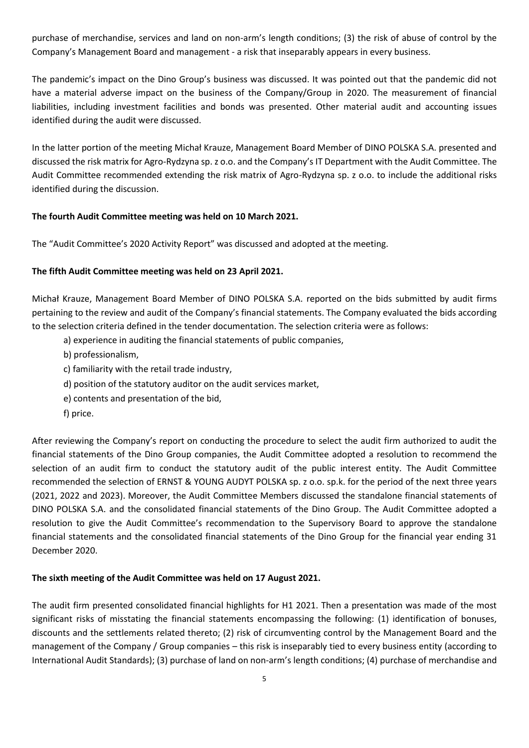purchase of merchandise, services and land on non-arm's length conditions; (3) the risk of abuse of control by the Company's Management Board and management - a risk that inseparably appears in every business.

The pandemic's impact on the Dino Group's business was discussed. It was pointed out that the pandemic did not have a material adverse impact on the business of the Company/Group in 2020. The measurement of financial liabilities, including investment facilities and bonds was presented. Other material audit and accounting issues identified during the audit were discussed.

In the latter portion of the meeting Michał Krauze, Management Board Member of DINO POLSKA S.A. presented and discussed the risk matrix for Agro-Rydzyna sp. z o.o. and the Company's IT Department with the Audit Committee. The Audit Committee recommended extending the risk matrix of Agro-Rydzyna sp. z o.o. to include the additional risks identified during the discussion.

**The fourth Audit Committee meeting was held on 10 March 2021.**

The "Audit Committee's 2020 Activity Report" was discussed and adopted at the meeting.

**The fifth Audit Committee meeting was held on 23 April 2021.**

Michał Krauze, Management Board Member of DINO POLSKA S.A. reported on the bids submitted by audit firms pertaining to the review and audit of the Company's financial statements. The Company evaluated the bids according to the selection criteria defined in the tender documentation. The selection criteria were as follows:

a) experience in auditing the financial statements of public companies,
b) professionalism,
c) familiarity with the retail trade industry,
d) position of the statutory auditor on the audit services market,
e) contents and presentation of the bid,
f) price.

After reviewing the Company's report on conducting the procedure to select the audit firm authorized to audit the financial statements of the Dino Group companies, the Audit Committee adopted a resolution to recommend the selection of an audit firm to conduct the statutory audit of the public interest entity. The Audit Committee recommended the selection of ERNST & YOUNG AUDYT POLSKA sp. z o.o. sp.k. for the period of the next three years (2021, 2022 and 2023). Moreover, the Audit Committee Members discussed the standalone financial statements of DINO POLSKA S.A. and the consolidated financial statements of the Dino Group. The Audit Committee adopted a resolution to give the Audit Committee's recommendation to the Supervisory Board to approve the standalone financial statements and the consolidated financial statements of the Dino Group for the financial year ending 31 December 2020.

**The sixth meeting of the Audit Committee was held on 17 August 2021.**

The audit firm presented consolidated financial highlights for H1 2021. Then a presentation was made of the most significant risks of misstating the financial statements encompassing the following: (1) identification of bonuses, discounts and the settlements related thereto; (2) risk of circumventing control by the Management Board and the management of the Company / Group companies – this risk is inseparably tied to every business entity (according to International Audit Standards); (3) purchase of land on non-arm's length conditions; (4) purchase of merchandise and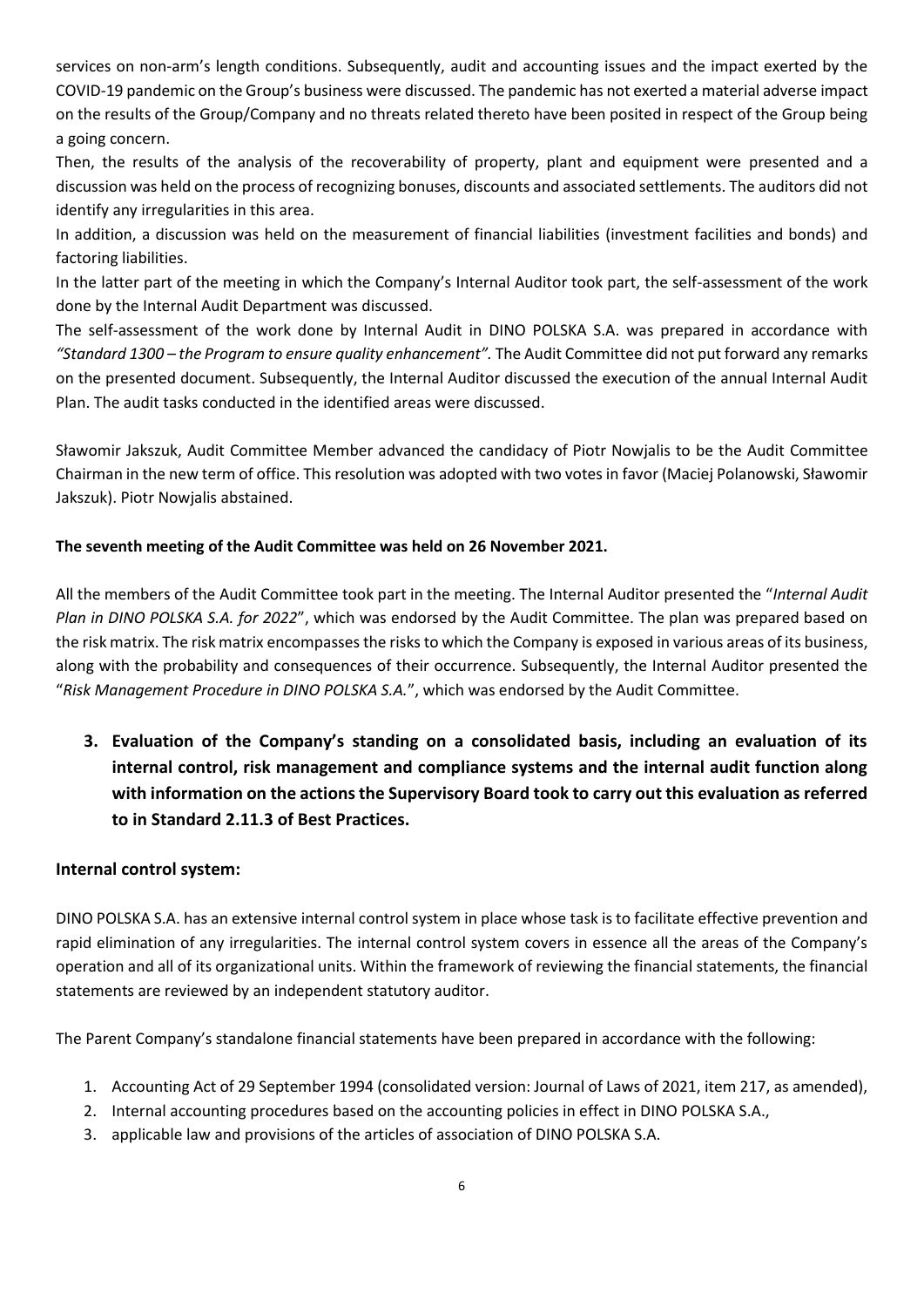services on non-arm's length conditions. Subsequently, audit and accounting issues and the impact exerted by the COVID-19 pandemic on the Group's business were discussed. The pandemic has not exerted a material adverse impact on the results of the Group/Company and no threats related thereto have been posited in respect of the Group being a going concern.

Then, the results of the analysis of the recoverability of property, plant and equipment were presented and a discussion was held on the process of recognizing bonuses, discounts and associated settlements. The auditors did not identify any irregularities in this area.

In addition, a discussion was held on the measurement of financial liabilities (investment facilities and bonds) and factoring liabilities.

In the latter part of the meeting in which the Company's Internal Auditor took part, the self-assessment of the work done by the Internal Audit Department was discussed.

The self-assessment of the work done by Internal Audit in DINO POLSKA S.A. was prepared in accordance with *"Standard 1300 – the Program to ensure quality enhancement".* The Audit Committee did not put forward any remarks on the presented document. Subsequently, the Internal Auditor discussed the execution of the annual Internal Audit Plan. The audit tasks conducted in the identified areas were discussed.

Sławomir Jakszuk, Audit Committee Member advanced the candidacy of Piotr Nowjalis to be the Audit Committee Chairman in the new term of office. This resolution was adopted with two votes in favor (Maciej Polanowski, Sławomir Jakszuk). Piotr Nowjalis abstained.

**The seventh meeting of the Audit Committee was held on 26 November 2021.**

All the members of the Audit Committee took part in the meeting. The Internal Auditor presented the "*Internal Audit Plan in DINO POLSKA S.A. for 2022*", which was endorsed by the Audit Committee. The plan was prepared based on the risk matrix. The risk matrix encompasses the risks to which the Company is exposed in various areas of its business, along with the probability and consequences of their occurrence. Subsequently, the Internal Auditor presented the "*Risk Management Procedure in DINO POLSKA S.A.*", which was endorsed by the Audit Committee.

## 3. Evaluation of the Company's standing on a consolidated basis, including an evaluation of its internal control, risk management and compliance systems and the internal audit function along with information on the actions the Supervisory Board took to carry out this evaluation as referred to in Standard 2.11.3 of Best Practices.

### Internal control system:

DINO POLSKA S.A. has an extensive internal control system in place whose task is to facilitate effective prevention and rapid elimination of any irregularities. The internal control system covers in essence all the areas of the Company's operation and all of its organizational units. Within the framework of reviewing the financial statements, the financial statements are reviewed by an independent statutory auditor.

The Parent Company's standalone financial statements have been prepared in accordance with the following:

1. Accounting Act of 29 September 1994 (consolidated version: Journal of Laws of 2021, item 217, as amended),
2. Internal accounting procedures based on the accounting policies in effect in DINO POLSKA S.A.,
3. applicable law and provisions of the articles of association of DINO POLSKA S.A.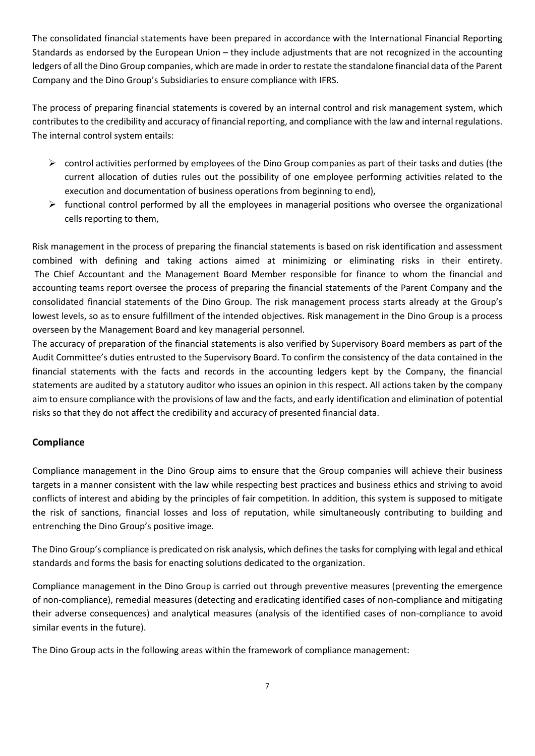The consolidated financial statements have been prepared in accordance with the International Financial Reporting Standards as endorsed by the European Union – they include adjustments that are not recognized in the accounting ledgers of all the Dino Group companies, which are made in order to restate the standalone financial data of the Parent Company and the Dino Group's Subsidiaries to ensure compliance with IFRS.

The process of preparing financial statements is covered by an internal control and risk management system, which contributes to the credibility and accuracy of financial reporting, and compliance with the law and internal regulations. The internal control system entails:

- control activities performed by employees of the Dino Group companies as part of their tasks and duties (the current allocation of duties rules out the possibility of one employee performing activities related to the execution and documentation of business operations from beginning to end),
- functional control performed by all the employees in managerial positions who oversee the organizational cells reporting to them,

Risk management in the process of preparing the financial statements is based on risk identification and assessment combined with defining and taking actions aimed at minimizing or eliminating risks in their entirety. The Chief Accountant and the Management Board Member responsible for finance to whom the financial and accounting teams report oversee the process of preparing the financial statements of the Parent Company and the consolidated financial statements of the Dino Group. The risk management process starts already at the Group's lowest levels, so as to ensure fulfillment of the intended objectives. Risk management in the Dino Group is a process overseen by the Management Board and key managerial personnel.

The accuracy of preparation of the financial statements is also verified by Supervisory Board members as part of the Audit Committee's duties entrusted to the Supervisory Board. To confirm the consistency of the data contained in the financial statements with the facts and records in the accounting ledgers kept by the Company, the financial statements are audited by a statutory auditor who issues an opinion in this respect. All actions taken by the company aim to ensure compliance with the provisions of law and the facts, and early identification and elimination of potential risks so that they do not affect the credibility and accuracy of presented financial data.

## Compliance

Compliance management in the Dino Group aims to ensure that the Group companies will achieve their business targets in a manner consistent with the law while respecting best practices and business ethics and striving to avoid conflicts of interest and abiding by the principles of fair competition. In addition, this system is supposed to mitigate the risk of sanctions, financial losses and loss of reputation, while simultaneously contributing to building and entrenching the Dino Group's positive image.

The Dino Group's compliance is predicated on risk analysis, which defines the tasks for complying with legal and ethical standards and forms the basis for enacting solutions dedicated to the organization.

Compliance management in the Dino Group is carried out through preventive measures (preventing the emergence of non-compliance), remedial measures (detecting and eradicating identified cases of non-compliance and mitigating their adverse consequences) and analytical measures (analysis of the identified cases of non-compliance to avoid similar events in the future).

The Dino Group acts in the following areas within the framework of compliance management: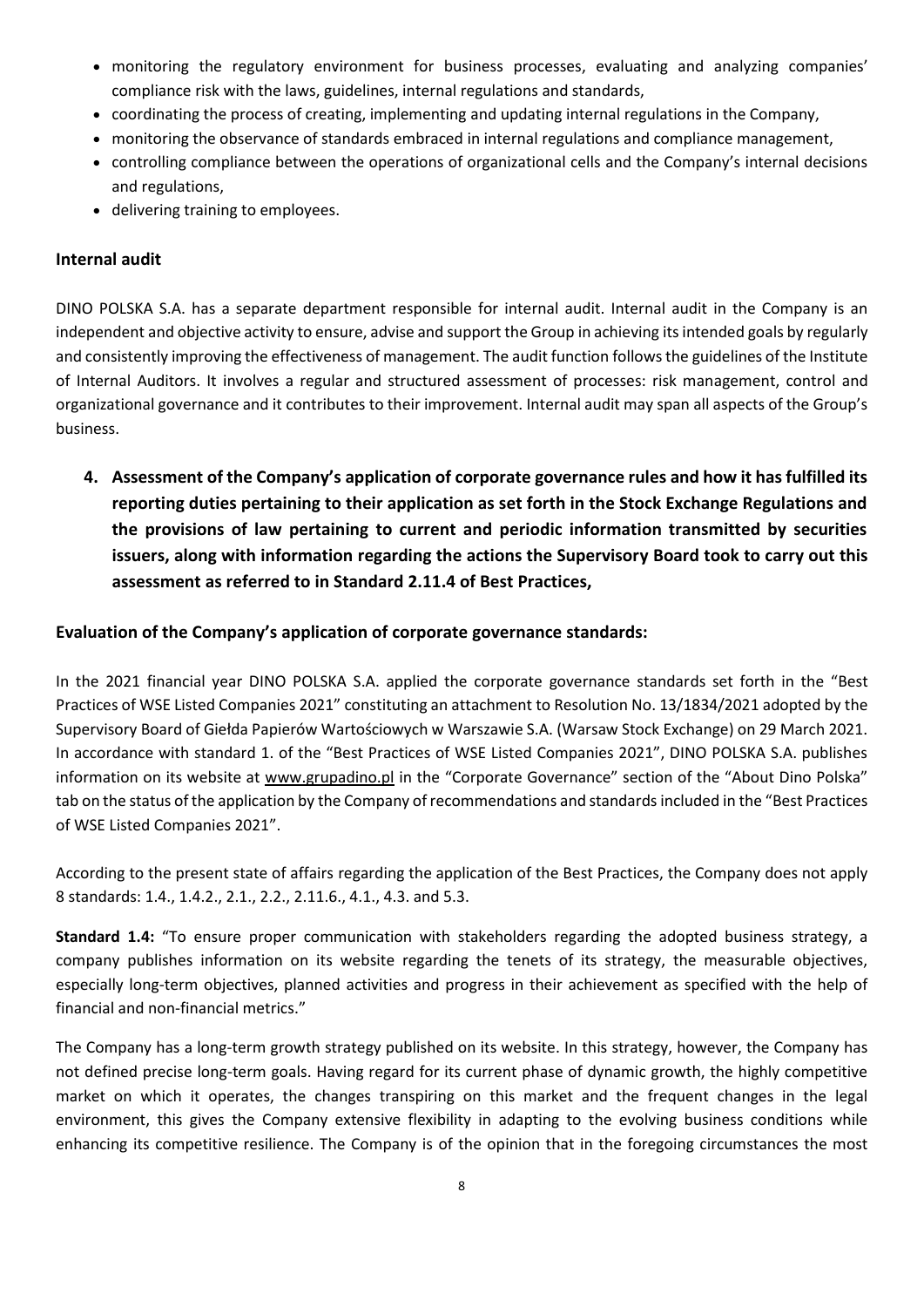- monitoring the regulatory environment for business processes, evaluating and analyzing companies' compliance risk with the laws, guidelines, internal regulations and standards,
- coordinating the process of creating, implementing and updating internal regulations in the Company,
- monitoring the observance of standards embraced in internal regulations and compliance management,
- controlling compliance between the operations of organizational cells and the Company's internal decisions and regulations,
- delivering training to employees.

**Internal audit**

DINO POLSKA S.A. has a separate department responsible for internal audit. Internal audit in the Company is an independent and objective activity to ensure, advise and support the Group in achieving its intended goals by regularly and consistently improving the effectiveness of management. The audit function follows the guidelines of the Institute of Internal Auditors. It involves a regular and structured assessment of processes: risk management, control and organizational governance and it contributes to their improvement. Internal audit may span all aspects of the Group's business.

4. **Assessment of the Company's application of corporate governance rules and how it has fulfilled its reporting duties pertaining to their application as set forth in the Stock Exchange Regulations and the provisions of law pertaining to current and periodic information transmitted by securities issuers, along with information regarding the actions the Supervisory Board took to carry out this assessment as referred to in Standard 2.11.4 of Best Practices,**

**Evaluation of the Company's application of corporate governance standards:**

In the 2021 financial year DINO POLSKA S.A. applied the corporate governance standards set forth in the "Best Practices of WSE Listed Companies 2021" constituting an attachment to Resolution No. 13/1834/2021 adopted by the Supervisory Board of Giełda Papierów Wartościowych w Warszawie S.A. (Warsaw Stock Exchange) on 29 March 2021. In accordance with standard 1. of the "Best Practices of WSE Listed Companies 2021", DINO POLSKA S.A. publishes information on its website at www.grupadino.pl in the "Corporate Governance" section of the "About Dino Polska" tab on the status of the application by the Company of recommendations and standards included in the "Best Practices of WSE Listed Companies 2021".

According to the present state of affairs regarding the application of the Best Practices, the Company does not apply 8 standards: 1.4., 1.4.2., 2.1., 2.2., 2.11.6., 4.1., 4.3. and 5.3.

**Standard 1.4:** "To ensure proper communication with stakeholders regarding the adopted business strategy, a company publishes information on its website regarding the tenets of its strategy, the measurable objectives, especially long-term objectives, planned activities and progress in their achievement as specified with the help of financial and non-financial metrics."

The Company has a long-term growth strategy published on its website. In this strategy, however, the Company has not defined precise long-term goals. Having regard for its current phase of dynamic growth, the highly competitive market on which it operates, the changes transpiring on this market and the frequent changes in the legal environment, this gives the Company extensive flexibility in adapting to the evolving business conditions while enhancing its competitive resilience. The Company is of the opinion that in the foregoing circumstances the most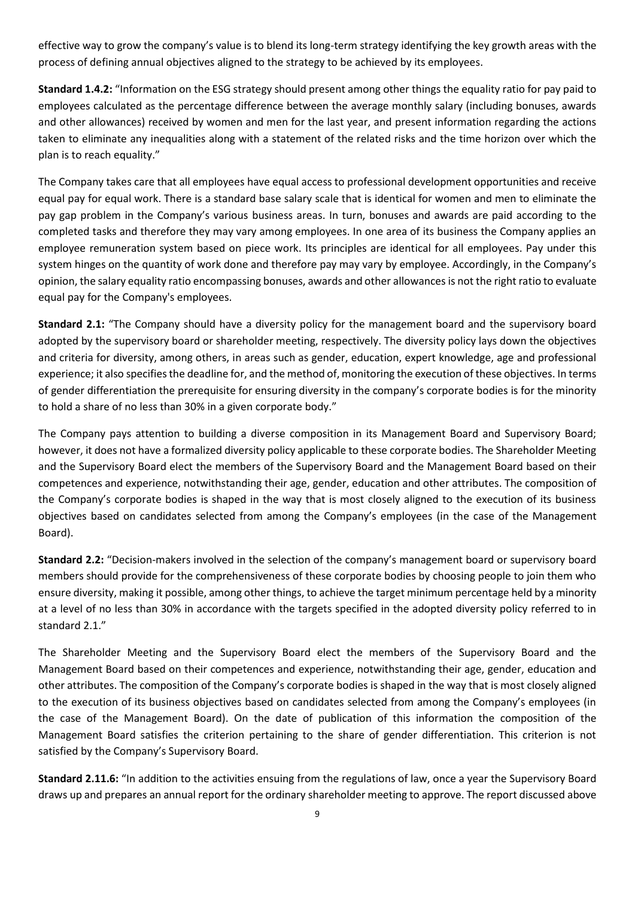effective way to grow the company's value is to blend its long-term strategy identifying the key growth areas with the process of defining annual objectives aligned to the strategy to be achieved by its employees.

**Standard 1.4.2:** "Information on the ESG strategy should present among other things the equality ratio for pay paid to employees calculated as the percentage difference between the average monthly salary (including bonuses, awards and other allowances) received by women and men for the last year, and present information regarding the actions taken to eliminate any inequalities along with a statement of the related risks and the time horizon over which the plan is to reach equality."

The Company takes care that all employees have equal access to professional development opportunities and receive equal pay for equal work. There is a standard base salary scale that is identical for women and men to eliminate the pay gap problem in the Company's various business areas. In turn, bonuses and awards are paid according to the completed tasks and therefore they may vary among employees. In one area of its business the Company applies an employee remuneration system based on piece work. Its principles are identical for all employees. Pay under this system hinges on the quantity of work done and therefore pay may vary by employee. Accordingly, in the Company's opinion, the salary equality ratio encompassing bonuses, awards and other allowances is not the right ratio to evaluate equal pay for the Company's employees.

**Standard 2.1:** "The Company should have a diversity policy for the management board and the supervisory board adopted by the supervisory board or shareholder meeting, respectively. The diversity policy lays down the objectives and criteria for diversity, among others, in areas such as gender, education, expert knowledge, age and professional experience; it also specifies the deadline for, and the method of, monitoring the execution of these objectives. In terms of gender differentiation the prerequisite for ensuring diversity in the company's corporate bodies is for the minority to hold a share of no less than 30% in a given corporate body."

The Company pays attention to building a diverse composition in its Management Board and Supervisory Board; however, it does not have a formalized diversity policy applicable to these corporate bodies. The Shareholder Meeting and the Supervisory Board elect the members of the Supervisory Board and the Management Board based on their competences and experience, notwithstanding their age, gender, education and other attributes. The composition of the Company's corporate bodies is shaped in the way that is most closely aligned to the execution of its business objectives based on candidates selected from among the Company's employees (in the case of the Management Board).

**Standard 2.2:** "Decision-makers involved in the selection of the company's management board or supervisory board members should provide for the comprehensiveness of these corporate bodies by choosing people to join them who ensure diversity, making it possible, among other things, to achieve the target minimum percentage held by a minority at a level of no less than 30% in accordance with the targets specified in the adopted diversity policy referred to in standard 2.1."

The Shareholder Meeting and the Supervisory Board elect the members of the Supervisory Board and the Management Board based on their competences and experience, notwithstanding their age, gender, education and other attributes. The composition of the Company's corporate bodies is shaped in the way that is most closely aligned to the execution of its business objectives based on candidates selected from among the Company's employees (in the case of the Management Board). On the date of publication of this information the composition of the Management Board satisfies the criterion pertaining to the share of gender differentiation. This criterion is not satisfied by the Company's Supervisory Board.

**Standard 2.11.6:** "In addition to the activities ensuing from the regulations of law, once a year the Supervisory Board draws up and prepares an annual report for the ordinary shareholder meeting to approve. The report discussed above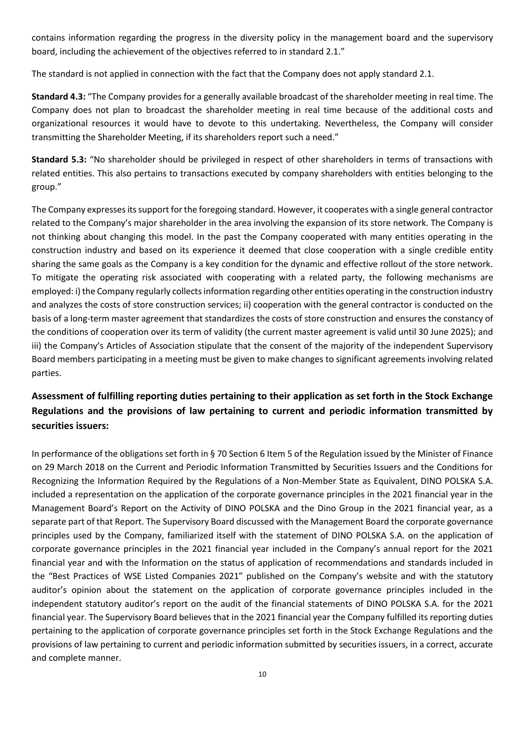contains information regarding the progress in the diversity policy in the management board and the supervisory board, including the achievement of the objectives referred to in standard 2.1."

The standard is not applied in connection with the fact that the Company does not apply standard 2.1.

**Standard 4.3:** "The Company provides for a generally available broadcast of the shareholder meeting in real time. The Company does not plan to broadcast the shareholder meeting in real time because of the additional costs and organizational resources it would have to devote to this undertaking. Nevertheless, the Company will consider transmitting the Shareholder Meeting, if its shareholders report such a need."

**Standard 5.3:** "No shareholder should be privileged in respect of other shareholders in terms of transactions with related entities. This also pertains to transactions executed by company shareholders with entities belonging to the group."

The Company expresses its support for the foregoing standard. However, it cooperates with a single general contractor related to the Company's major shareholder in the area involving the expansion of its store network. The Company is not thinking about changing this model. In the past the Company cooperated with many entities operating in the construction industry and based on its experience it deemed that close cooperation with a single credible entity sharing the same goals as the Company is a key condition for the dynamic and effective rollout of the store network. To mitigate the operating risk associated with cooperating with a related party, the following mechanisms are employed: i) the Company regularly collects information regarding other entities operating in the construction industry and analyzes the costs of store construction services; ii) cooperation with the general contractor is conducted on the basis of a long-term master agreement that standardizes the costs of store construction and ensures the constancy of the conditions of cooperation over its term of validity (the current master agreement is valid until 30 June 2025); and iii) the Company's Articles of Association stipulate that the consent of the majority of the independent Supervisory Board members participating in a meeting must be given to make changes to significant agreements involving related parties.

## Assessment of fulfilling reporting duties pertaining to their application as set forth in the Stock Exchange Regulations and the provisions of law pertaining to current and periodic information transmitted by securities issuers:

In performance of the obligations set forth in § 70 Section 6 Item 5 of the Regulation issued by the Minister of Finance on 29 March 2018 on the Current and Periodic Information Transmitted by Securities Issuers and the Conditions for Recognizing the Information Required by the Regulations of a Non-Member State as Equivalent, DINO POLSKA S.A. included a representation on the application of the corporate governance principles in the 2021 financial year in the Management Board's Report on the Activity of DINO POLSKA and the Dino Group in the 2021 financial year, as a separate part of that Report. The Supervisory Board discussed with the Management Board the corporate governance principles used by the Company, familiarized itself with the statement of DINO POLSKA S.A. on the application of corporate governance principles in the 2021 financial year included in the Company's annual report for the 2021 financial year and with the Information on the status of application of recommendations and standards included in the "Best Practices of WSE Listed Companies 2021" published on the Company's website and with the statutory auditor's opinion about the statement on the application of corporate governance principles included in the independent statutory auditor's report on the audit of the financial statements of DINO POLSKA S.A. for the 2021 financial year. The Supervisory Board believes that in the 2021 financial year the Company fulfilled its reporting duties pertaining to the application of corporate governance principles set forth in the Stock Exchange Regulations and the provisions of law pertaining to current and periodic information submitted by securities issuers, in a correct, accurate and complete manner.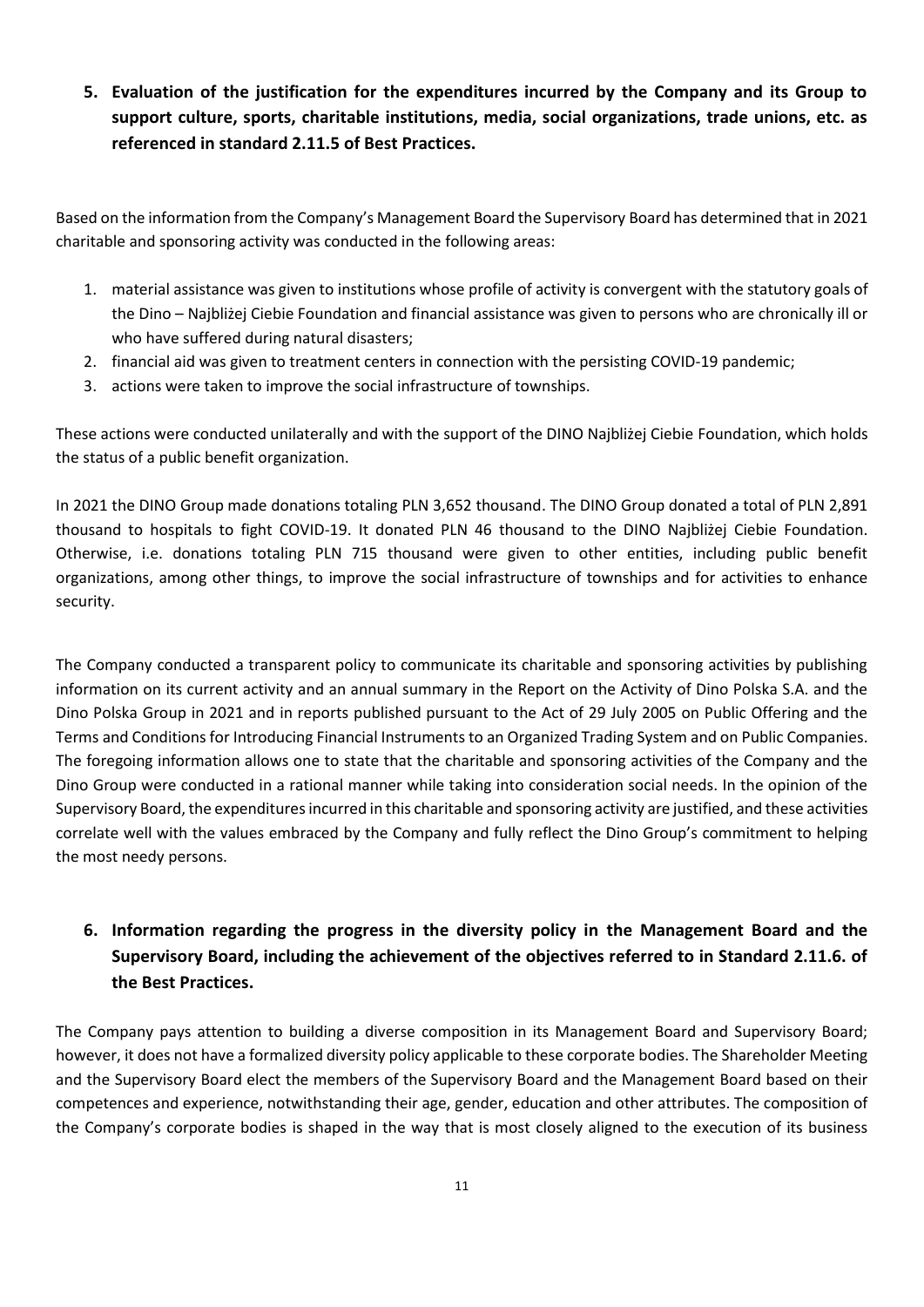## 5. Evaluation of the justification for the expenditures incurred by the Company and its Group to support culture, sports, charitable institutions, media, social organizations, trade unions, etc. as referenced in standard 2.11.5 of Best Practices.

Based on the information from the Company's Management Board the Supervisory Board has determined that in 2021 charitable and sponsoring activity was conducted in the following areas:

1. material assistance was given to institutions whose profile of activity is convergent with the statutory goals of the Dino – Najbliżej Ciebie Foundation and financial assistance was given to persons who are chronically ill or who have suffered during natural disasters;
2. financial aid was given to treatment centers in connection with the persisting COVID-19 pandemic;
3. actions were taken to improve the social infrastructure of townships.

These actions were conducted unilaterally and with the support of the DINO Najbliżej Ciebie Foundation, which holds the status of a public benefit organization.

In 2021 the DINO Group made donations totaling PLN 3,652 thousand. The DINO Group donated a total of PLN 2,891 thousand to hospitals to fight COVID-19. It donated PLN 46 thousand to the DINO Najbliżej Ciebie Foundation. Otherwise, i.e. donations totaling PLN 715 thousand were given to other entities, including public benefit organizations, among other things, to improve the social infrastructure of townships and for activities to enhance security.

The Company conducted a transparent policy to communicate its charitable and sponsoring activities by publishing information on its current activity and an annual summary in the Report on the Activity of Dino Polska S.A. and the Dino Polska Group in 2021 and in reports published pursuant to the Act of 29 July 2005 on Public Offering and the Terms and Conditions for Introducing Financial Instruments to an Organized Trading System and on Public Companies. The foregoing information allows one to state that the charitable and sponsoring activities of the Company and the Dino Group were conducted in a rational manner while taking into consideration social needs. In the opinion of the Supervisory Board, the expenditures incurred in this charitable and sponsoring activity are justified, and these activities correlate well with the values embraced by the Company and fully reflect the Dino Group's commitment to helping the most needy persons.

## 6. Information regarding the progress in the diversity policy in the Management Board and the Supervisory Board, including the achievement of the objectives referred to in Standard 2.11.6. of the Best Practices.

The Company pays attention to building a diverse composition in its Management Board and Supervisory Board; however, it does not have a formalized diversity policy applicable to these corporate bodies. The Shareholder Meeting and the Supervisory Board elect the members of the Supervisory Board and the Management Board based on their competences and experience, notwithstanding their age, gender, education and other attributes. The composition of the Company's corporate bodies is shaped in the way that is most closely aligned to the execution of its business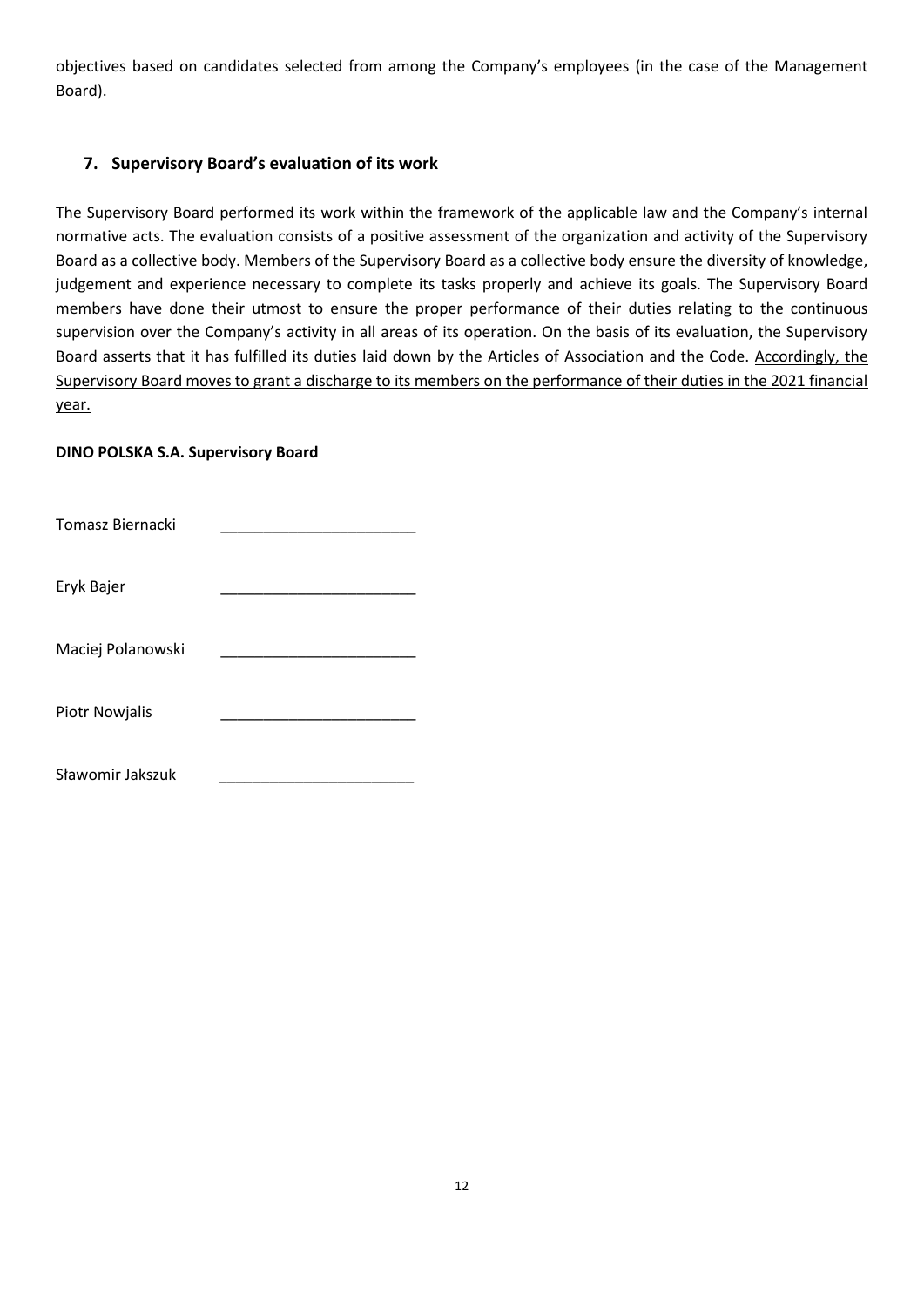objectives based on candidates selected from among the Company's employees (in the case of the Management Board).

## 7. Supervisory Board's evaluation of its work

The Supervisory Board performed its work within the framework of the applicable law and the Company's internal normative acts. The evaluation consists of a positive assessment of the organization and activity of the Supervisory Board as a collective body. Members of the Supervisory Board as a collective body ensure the diversity of knowledge, judgement and experience necessary to complete its tasks properly and achieve its goals. The Supervisory Board members have done their utmost to ensure the proper performance of their duties relating to the continuous supervision over the Company's activity in all areas of its operation. On the basis of its evaluation, the Supervisory Board asserts that it has fulfilled its duties laid down by the Articles of Association and the Code. Accordingly, the Supervisory Board moves to grant a discharge to its members on the performance of their duties in the 2021 financial year.

**DINO POLSKA S.A. Supervisory Board**

Tomasz Biernacki ________________________

Eryk Bajer ________________________

Maciej Polanowski ________________________

Piotr Nowjalis ________________________

Sławomir Jakszuk ________________________